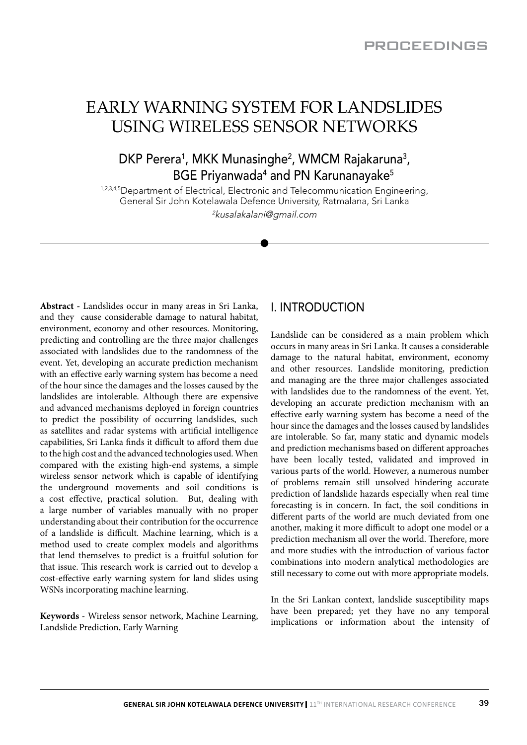# EARLY WARNING SYSTEM FOR LANDSLIDES USING WIRELESS SENSOR NETWORKS

DKP Perera[1], MKK Munasinghe[2], WMCM Rajakaruna[3], BGE Priyanwada[4] and PN Karunanayake[5]

[1,2,3,4,5]Department of Electrical, Electronic and Telecommunication Engineering, General Sir John Kotelawala Defence University, Ratmalana, Sri Lanka

*[2]kusalakalani@gmail.com*

**Abstract** - Landslides occur in many areas in Sri Lanka, and they cause considerable damage to natural habitat, environment, economy and other resources. Monitoring, predicting and controlling are the three major challenges associated with landslides due to the randomness of the event. Yet, developing an accurate prediction mechanism with an effective early warning system has become a need of the hour since the damages and the losses caused by the landslides are intolerable. Although there are expensive and advanced mechanisms deployed in foreign countries to predict the possibility of occurring landslides, such as satellites and radar systems with artificial intelligence capabilities, Sri Lanka finds it difficult to afford them due to the high cost and the advanced technologies used. When compared with the existing high-end systems, a simple wireless sensor network which is capable of identifying the underground movements and soil conditions is a cost effective, practical solution. But, dealing with a large number of variables manually with no proper understanding about their contribution for the occurrence of a landslide is difficult. Machine learning, which is a method used to create complex models and algorithms that lend themselves to predict is a fruitful solution for that issue. This research work is carried out to develop a cost-effective early warning system for land slides using WSNs incorporating machine learning.

**Keywords** - Wireless sensor network, Machine Learning, Landslide Prediction, Early Warning

## I. INTRODUCTION

Landslide can be considered as a main problem which occurs in many areas in Sri Lanka. It causes a considerable damage to the natural habitat, environment, economy and other resources. Landslide monitoring, prediction and managing are the three major challenges associated with landslides due to the randomness of the event. Yet, developing an accurate prediction mechanism with an effective early warning system has become a need of the hour since the damages and the losses caused by landslides are intolerable. So far, many static and dynamic models and prediction mechanisms based on different approaches have been locally tested, validated and improved in various parts of the world. However, a numerous number of problems remain still unsolved hindering accurate prediction of landslide hazards especially when real time forecasting is in concern. In fact, the soil conditions in different parts of the world are much deviated from one another, making it more difficult to adopt one model or a prediction mechanism all over the world. Therefore, more and more studies with the introduction of various factor combinations into modern analytical methodologies are still necessary to come out with more appropriate models.

In the Sri Lankan context, landslide susceptibility maps have been prepared; yet they have no any temporal implications or information about the intensity of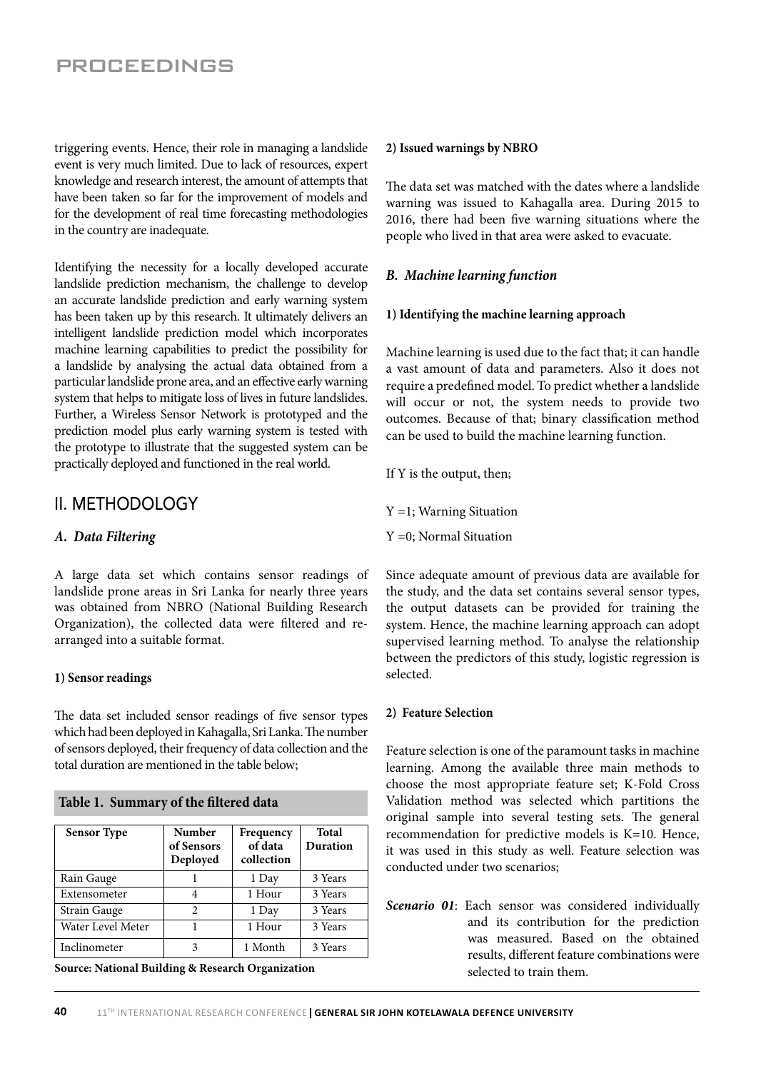triggering events. Hence, their role in managing a landslide event is very much limited. Due to lack of resources, expert knowledge and research interest, the amount of attempts that have been taken so far for the improvement of models and for the development of real time forecasting methodologies in the country are inadequate.

Identifying the necessity for a locally developed accurate landslide prediction mechanism, the challenge to develop an accurate landslide prediction and early warning system has been taken up by this research. It ultimately delivers an intelligent landslide prediction model which incorporates machine learning capabilities to predict the possibility for a landslide by analysing the actual data obtained from a particular landslide prone area, and an effective early warning system that helps to mitigate loss of lives in future landslides. Further, a Wireless Sensor Network is prototyped and the prediction model plus early warning system is tested with the prototype to illustrate that the suggested system can be practically deployed and functioned in the real world.

## II. METHODOLOGY

### *A. Data Filtering*

A large data set which contains sensor readings of landslide prone areas in Sri Lanka for nearly three years was obtained from NBRO (National Building Research Organization), the collected data were filtered and re-arranged into a suitable format.

#### 1) Sensor readings

The data set included sensor readings of five sensor types which had been deployed in Kahagalla, Sri Lanka. The number of sensors deployed, their frequency of data collection and the total duration are mentioned in the table below;

**Table 1. Summary of the filtered data**

| Sensor Type | Number of Sensors Deployed | Frequency of data collection | Total Duration |
|---|---|---|---|
| Rain Gauge | 1 | 1 Day | 3 Years |
| Extensometer | 4 | 1 Hour | 3 Years |
| Strain Gauge | 2 | 1 Day | 3 Years |
| Water Level Meter | 1 | 1 Hour | 3 Years |
| Inclinometer | 3 | 1 Month | 3 Years |

**Source: National Building & Research Organization**

#### 2) Issued warnings by NBRO

The data set was matched with the dates where a landslide warning was issued to Kahagalla area. During 2015 to 2016, there had been five warning situations where the people who lived in that area were asked to evacuate.

### *B. Machine learning function*

#### 1) Identifying the machine learning approach

Machine learning is used due to the fact that; it can handle a vast amount of data and parameters. Also it does not require a predefined model. To predict whether a landslide will occur or not, the system needs to provide two outcomes. Because of that; binary classification method can be used to build the machine learning function.

If Y is the output, then;

$Y = 1$; Warning Situation

$Y = 0$; Normal Situation

Since adequate amount of previous data are available for the study, and the data set contains several sensor types, the output datasets can be provided for training the system. Hence, the machine learning approach can adopt supervised learning method. To analyse the relationship between the predictors of this study, logistic regression is selected.

#### 2) Feature Selection

Feature selection is one of the paramount tasks in machine learning. Among the available three main methods to choose the most appropriate feature set; K-Fold Cross Validation method was selected which partitions the original sample into several testing sets. The general recommendation for predictive models is K=10. Hence, it was used in this study as well. Feature selection was conducted under two scenarios;

***Scenario 01***: Each sensor was considered individually and its contribution for the prediction was measured. Based on the obtained results, different feature combinations were selected to train them.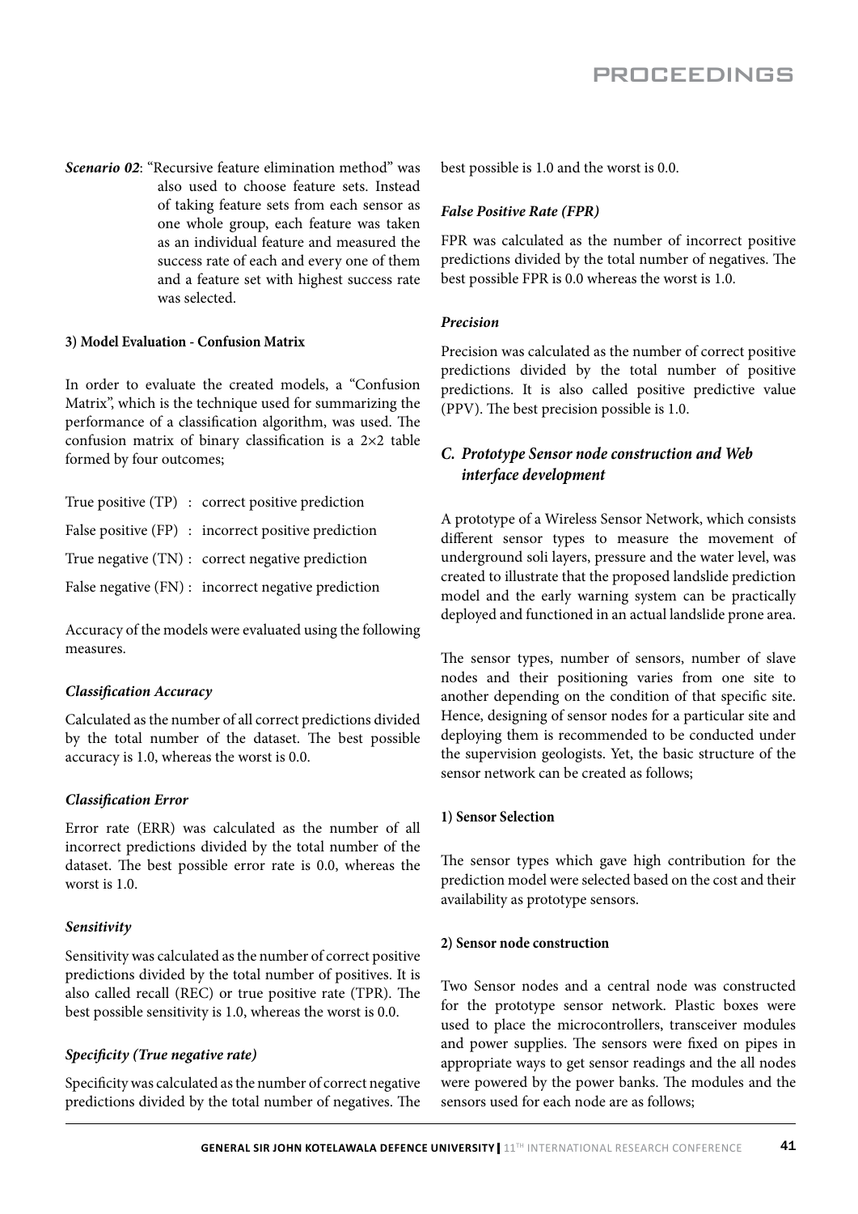***Scenario 02***: "Recursive feature elimination method" was also used to choose feature sets. Instead of taking feature sets from each sensor as one whole group, each feature was taken as an individual feature and measured the success rate of each and every one of them and a feature set with highest success rate was selected.

#### 3) Model Evaluation - Confusion Matrix

In order to evaluate the created models, a "Confusion Matrix", which is the technique used for summarizing the performance of a classification algorithm, was used. The confusion matrix of binary classification is a 2×2 table formed by four outcomes;

True positive (TP) : correct positive prediction

False positive (FP) : incorrect positive prediction

True negative (TN) : correct negative prediction

False negative (FN) : incorrect negative prediction

Accuracy of the models were evaluated using the following measures.

##### *Classification Accuracy*

Calculated as the number of all correct predictions divided by the total number of the dataset. The best possible accuracy is 1.0, whereas the worst is 0.0.

##### *Classification Error*

Error rate (ERR) was calculated as the number of all incorrect predictions divided by the total number of the dataset. The best possible error rate is 0.0, whereas the worst is 1.0.

##### *Sensitivity*

Sensitivity was calculated as the number of correct positive predictions divided by the total number of positives. It is also called recall (REC) or true positive rate (TPR). The best possible sensitivity is 1.0, whereas the worst is 0.0.

##### *Specificity (True negative rate)*

Specificity was calculated as the number of correct negative predictions divided by the total number of negatives. The best possible is 1.0 and the worst is 0.0.

##### *False Positive Rate (FPR)*

FPR was calculated as the number of incorrect positive predictions divided by the total number of negatives. The best possible FPR is 0.0 whereas the worst is 1.0.

##### *Precision*

Precision was calculated as the number of correct positive predictions divided by the total number of positive predictions. It is also called positive predictive value (PPV). The best precision possible is 1.0.

### *C. Prototype Sensor node construction and Web interface development*

A prototype of a Wireless Sensor Network, which consists different sensor types to measure the movement of underground soli layers, pressure and the water level, was created to illustrate that the proposed landslide prediction model and the early warning system can be practically deployed and functioned in an actual landslide prone area.

The sensor types, number of sensors, number of slave nodes and their positioning varies from one site to another depending on the condition of that specific site. Hence, designing of sensor nodes for a particular site and deploying them is recommended to be conducted under the supervision geologists. Yet, the basic structure of the sensor network can be created as follows;

#### 1) Sensor Selection

The sensor types which gave high contribution for the prediction model were selected based on the cost and their availability as prototype sensors.

#### 2) Sensor node construction

Two Sensor nodes and a central node was constructed for the prototype sensor network. Plastic boxes were used to place the microcontrollers, transceiver modules and power supplies. The sensors were fixed on pipes in appropriate ways to get sensor readings and the all nodes were powered by the power banks. The modules and the sensors used for each node are as follows;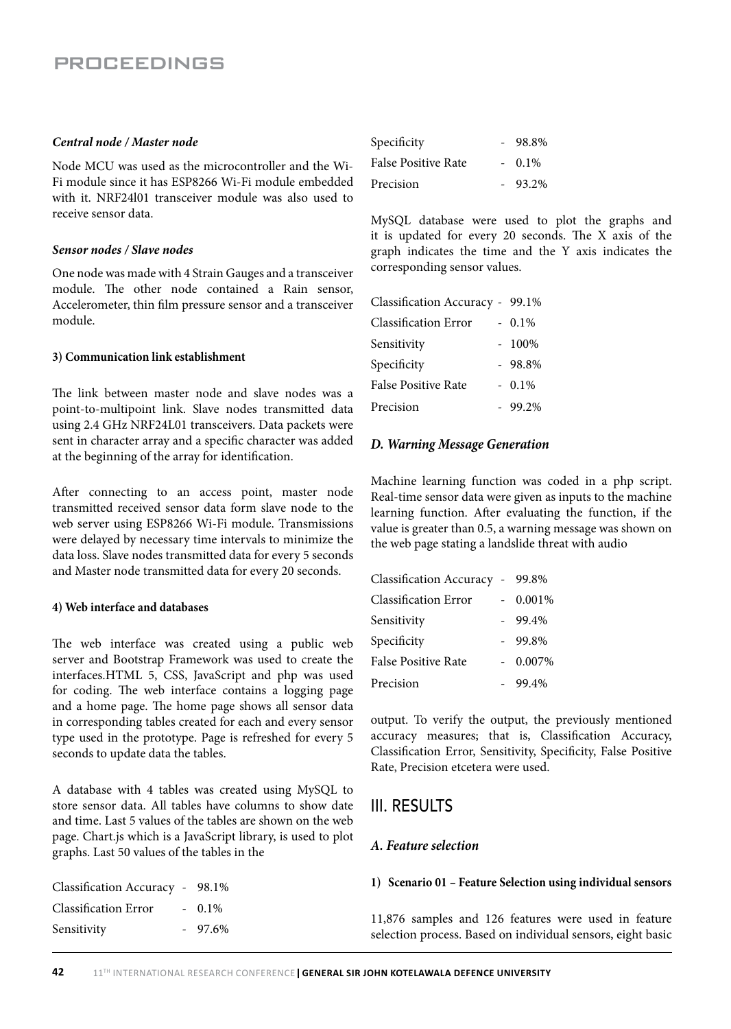*Central node / Master node*

Node MCU was used as the microcontroller and the Wi-Fi module since it has ESP8266 Wi-Fi module embedded with it. NRF24l01 transceiver module was also used to receive sensor data.

*Sensor nodes / Slave nodes*

One node was made with 4 Strain Gauges and a transceiver module. The other node contained a Rain sensor, Accelerometer, thin film pressure sensor and a transceiver module.

**3) Communication link establishment**

The link between master node and slave nodes was a point-to-multipoint link. Slave nodes transmitted data using 2.4 GHz NRF24L01 transceivers. Data packets were sent in character array and a specific character was added at the beginning of the array for identification.

After connecting to an access point, master node transmitted received sensor data form slave node to the web server using ESP8266 Wi-Fi module. Transmissions were delayed by necessary time intervals to minimize the data loss. Slave nodes transmitted data for every 5 seconds and Master node transmitted data for every 20 seconds.

**4) Web interface and databases**

The web interface was created using a public web server and Bootstrap Framework was used to create the interfaces.HTML 5, CSS, JavaScript and php was used for coding. The web interface contains a logging page and a home page. The home page shows all sensor data in corresponding tables created for each and every sensor type used in the prototype. Page is refreshed for every 5 seconds to update data the tables.

A database with 4 tables was created using MySQL to store sensor data. All tables have columns to show date and time. Last 5 values of the tables are shown on the web page. Chart.js which is a JavaScript library, is used to plot graphs. Last 50 values of the tables in the

Classification Accuracy - 98.1%
Classification Error - 0.1%
Sensitivity - 97.6%
Specificity - 98.8%
False Positive Rate - 0.1%
Precision - 93.2%

MySQL database were used to plot the graphs and it is updated for every 20 seconds. The X axis of the graph indicates the time and the Y axis indicates the corresponding sensor values.

Classification Accuracy - 99.1%
Classification Error - 0.1%
Sensitivity - 100%
Specificity - 98.8%
False Positive Rate - 0.1%
Precision - 99.2%

### *D. Warning Message Generation*

Machine learning function was coded in a php script. Real-time sensor data were given as inputs to the machine learning function. After evaluating the function, if the value is greater than 0.5, a warning message was shown on the web page stating a landslide threat with audio

Classification Accuracy - 99.8%
Classification Error - 0.001%
Sensitivity - 99.4%
Specificity - 99.8%
False Positive Rate - 0.007%
Precision - 99.4%

output. To verify the output, the previously mentioned accuracy measures; that is, Classification Accuracy, Classification Error, Sensitivity, Specificity, False Positive Rate, Precision etcetera were used.

## III. RESULTS

### *A. Feature selection*

**1) Scenario 01 – Feature Selection using individual sensors**

11,876 samples and 126 features were used in feature selection process. Based on individual sensors, eight basic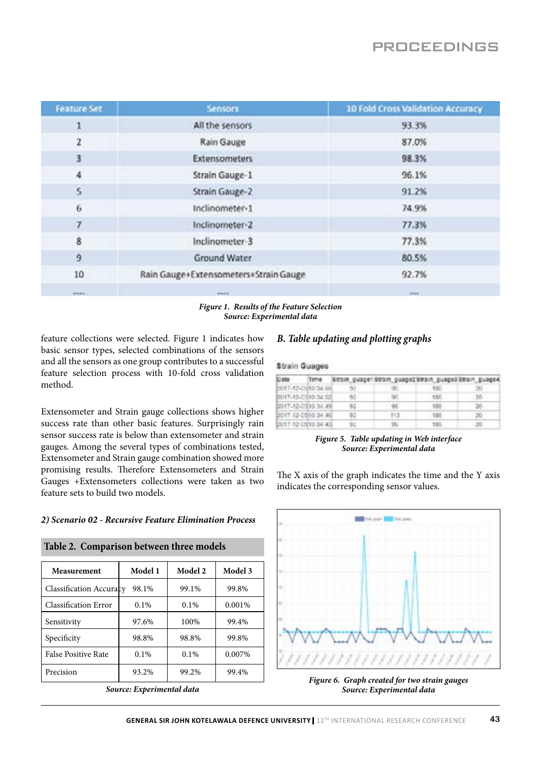| Feature Set | Sensors | 10 Fold Cross Validation Accuracy |
|---|---|---|
| 1 | All the sensors | 93.3% |
| 2 | Rain Gauge | 87.0% |
| 3 | Extensometers | 98.3% |
| 4 | Strain Gauge-1 | 96.1% |
| 5 | Strain Gauge-2 | 91.2% |
| 6 | Inclinometer-1 | 74.9% |
| 7 | Inclinometer-2 | 77.3% |
| 8 | Inclinometer-3 | 77.3% |
| 9 | Ground Water | 80.5% |
| 10 | Rain Gauge+Extensometers+Strain Gauge | 92.7% |
| ..... | ..... | .... |

*Figure 1. Results of the Feature Selection*
*Source: Experimental data*

feature collections were selected. Figure 1 indicates how basic sensor types, selected combinations of the sensors and all the sensors as one group contributes to a successful feature selection process with 10-fold cross validation method.

Extensometer and Strain gauge collections shows higher success rate than other basic features. Surprisingly rain sensor success rate is below than extensometer and strain gauges. Among the several types of combinations tested, Extensometer and Strain gauge combination showed more promising results. Therefore Extensometers and Strain Gauges +Extensometers collections were taken as two feature sets to build two models.

*2) Scenario 02 - Recursive Feature Elimination Process*

**Table 2. Comparison between three models**

| Measurement | Model 1 | Model 2 | Model 3 |
|---|---|---|---|
| Classification Accuracy | 98.1% | 99.1% | 99.8% |
| Classification Error | 0.1% | 0.1% | 0.001% |
| Sensitivity | 97.6% | 100% | 99.4% |
| Specificity | 98.8% | 98.8% | 99.8% |
| False Positive Rate | 0.1% | 0.1% | 0.007% |
| Precision | 93.2% | 99.2% | 99.4% |

*Source: Experimental data*

### *B. Table updating and plotting graphs*

**Strain Guages**

| Date | Time | Strain_guage1 | Strain_guage2 | Strain_guage3 | Strain_guage4 |
|---|---|---|---|---|---|
| 2017-12-05 | 10:34:55 | 92 | 96 | 186 | 20 |
| 2017-12-05 | 10:34:52 | 92 | 96 | 186 | 20 |
| 2017-12-05 | 10:34:49 | 92 | 96 | 186 | 20 |
| 2017-12-05 | 10:34:46 | 92 | 113 | 186 | 20 |
| 2017-12-05 | 10:34:43 | 92 | 96 | 186 | 20 |

*Figure 5. Table updating in Web interface*
*Source: Experimental data*

The X axis of the graph indicates the time and the Y axis indicates the corresponding sensor values.

*Figure 6. Graph created for two strain gauges*
*Source: Experimental data*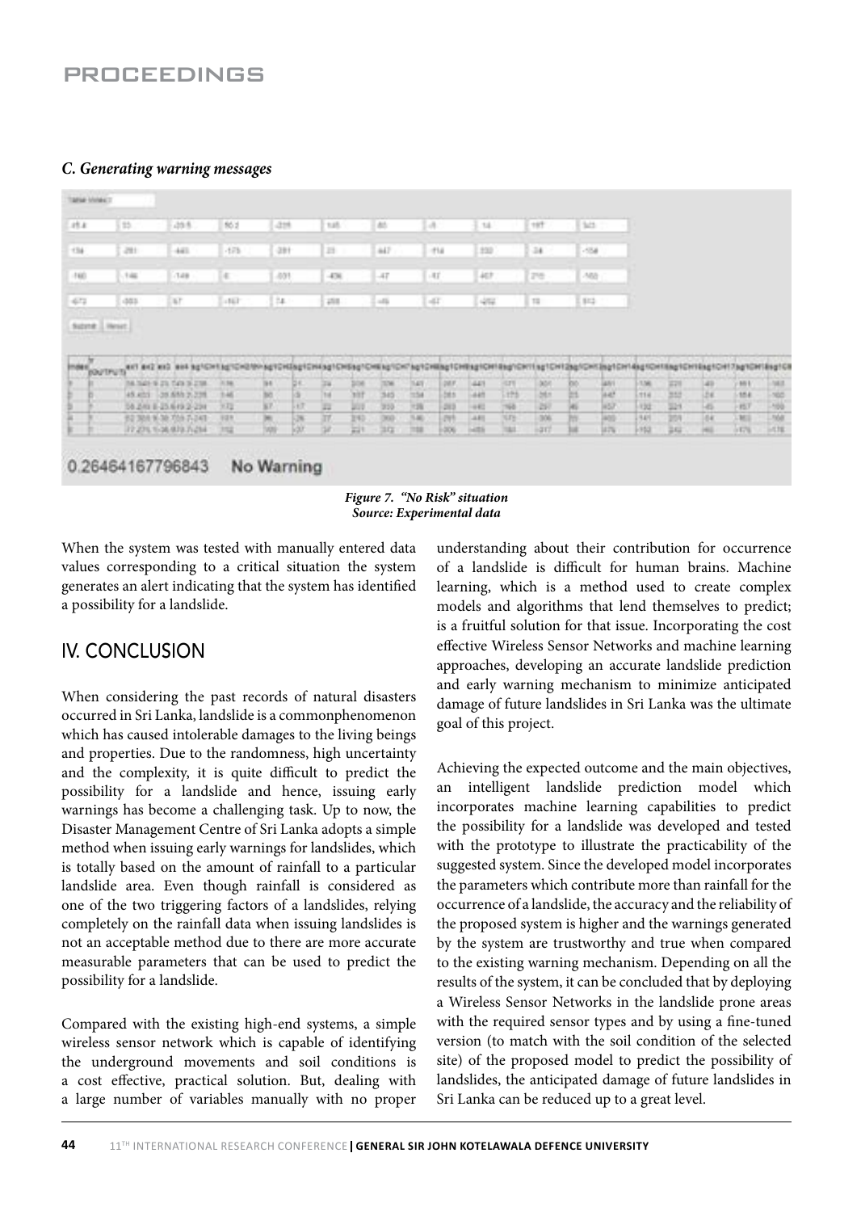### *C. Generating warning messages*

*Figure 7. "No Risk" situation*
*Source: Experimental data*

When the system was tested with manually entered data values corresponding to a critical situation the system generates an alert indicating that the system has identified a possibility for a landslide.

## IV. CONCLUSION

When considering the past records of natural disasters occurred in Sri Lanka, landslide is a commonphenomenon which has caused intolerable damages to the living beings and properties. Due to the randomness, high uncertainty and the complexity, it is quite difficult to predict the possibility for a landslide and hence, issuing early warnings has become a challenging task. Up to now, the Disaster Management Centre of Sri Lanka adopts a simple method when issuing early warnings for landslides, which is totally based on the amount of rainfall to a particular landslide area. Even though rainfall is considered as one of the two triggering factors of a landslides, relying completely on the rainfall data when issuing landslides is not an acceptable method due to there are more accurate measurable parameters that can be used to predict the possibility for a landslide.

Compared with the existing high-end systems, a simple wireless sensor network which is capable of identifying the underground movements and soil conditions is a cost effective, practical solution. But, dealing with a large number of variables manually with no proper understanding about their contribution for occurrence of a landslide is difficult for human brains. Machine learning, which is a method used to create complex models and algorithms that lend themselves to predict; is a fruitful solution for that issue. Incorporating the cost effective Wireless Sensor Networks and machine learning approaches, developing an accurate landslide prediction and early warning mechanism to minimize anticipated damage of future landslides in Sri Lanka was the ultimate goal of this project.

Achieving the expected outcome and the main objectives, an intelligent landslide prediction model which incorporates machine learning capabilities to predict the possibility for a landslide was developed and tested with the prototype to illustrate the practicability of the suggested system. Since the developed model incorporates the parameters which contribute more than rainfall for the occurrence of a landslide, the accuracy and the reliability of the proposed system is higher and the warnings generated by the system are trustworthy and true when compared to the existing warning mechanism. Depending on all the results of the system, it can be concluded that by deploying a Wireless Sensor Networks in the landslide prone areas with the required sensor types and by using a fine-tuned version (to match with the soil condition of the selected site) of the proposed model to predict the possibility of landslides, the anticipated damage of future landslides in Sri Lanka can be reduced up to a great level.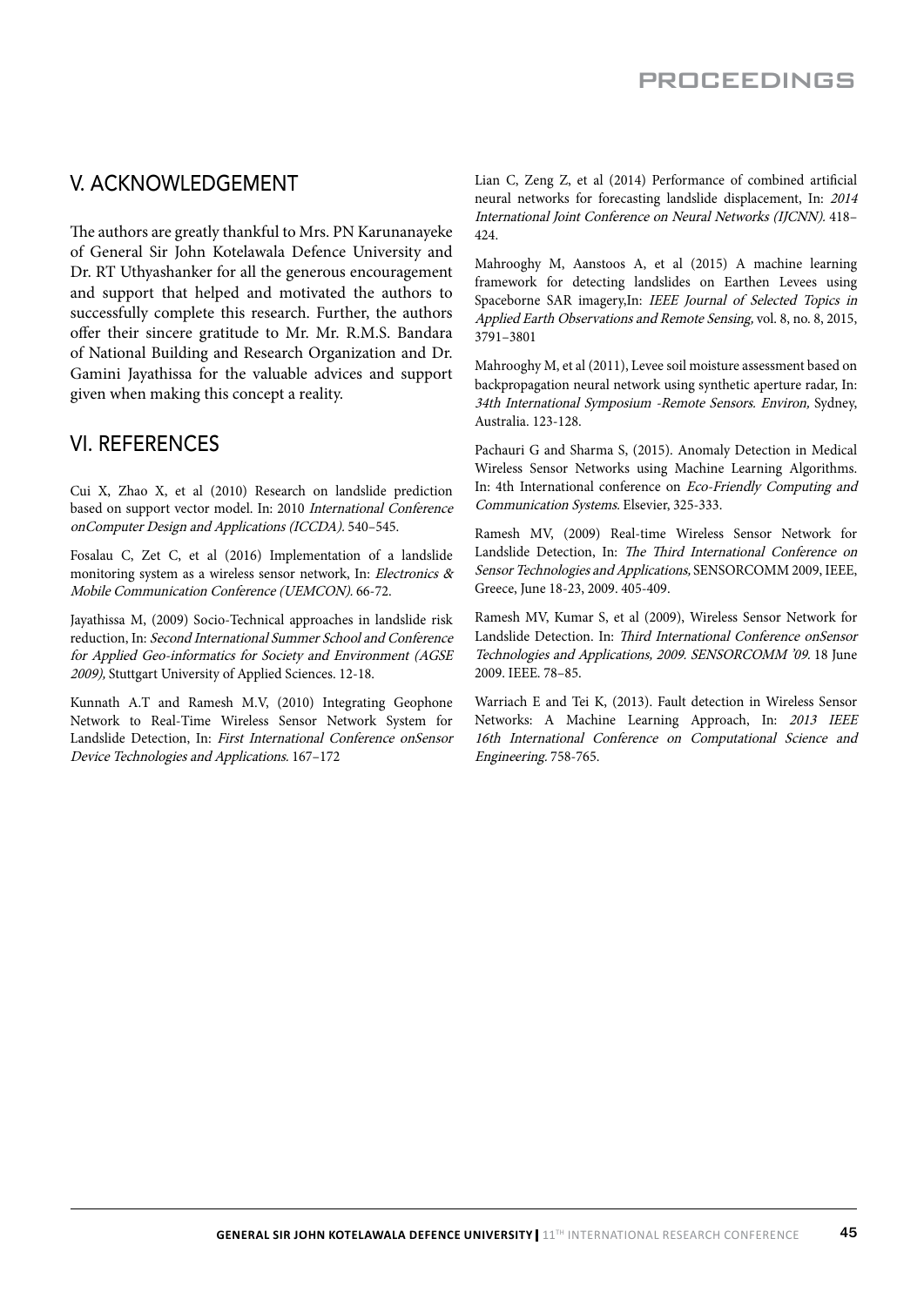## V. ACKNOWLEDGEMENT

The authors are greatly thankful to Mrs. PN Karunanayeke of General Sir John Kotelawala Defence University and Dr. RT Uthyashanker for all the generous encouragement and support that helped and motivated the authors to successfully complete this research. Further, the authors offer their sincere gratitude to Mr. Mr. R.M.S. Bandara of National Building and Research Organization and Dr. Gamini Jayathissa for the valuable advices and support given when making this concept a reality.

## VI. REFERENCES

Cui X, Zhao X, et al (2010) Research on landslide prediction based on support vector model. In: 2010 *International Conference onComputer Design and Applications (ICCDA)*. 540–545.

Fosalau C, Zet C, et al (2016) Implementation of a landslide monitoring system as a wireless sensor network, In: *Electronics & Mobile Communication Conference (UEMCON)*. 66-72.

Jayathissa M, (2009) Socio-Technical approaches in landslide risk reduction, In: *Second International Summer School and Conference for Applied Geo-informatics for Society and Environment (AGSE 2009),* Stuttgart University of Applied Sciences. 12-18.

Kunnath A.T and Ramesh M.V, (2010) Integrating Geophone Network to Real-Time Wireless Sensor Network System for Landslide Detection, In: *First International Conference onSensor Device Technologies and Applications*. 167–172

Lian C, Zeng Z, et al (2014) Performance of combined artificial neural networks for forecasting landslide displacement, In: *2014 International Joint Conference on Neural Networks (IJCNN)*. 418–424.

Mahrooghy M, Aanstoos A, et al (2015) A machine learning framework for detecting landslides on Earthen Levees using Spaceborne SAR imagery,In: *IEEE Journal of Selected Topics in Applied Earth Observations and Remote Sensing,* vol. 8, no. 8, 2015, 3791–3801

Mahrooghy M, et al (2011), Levee soil moisture assessment based on backpropagation neural network using synthetic aperture radar, In: *34th International Symposium -Remote Sensors. Environ,* Sydney, Australia. 123-128.

Pachauri G and Sharma S, (2015). Anomaly Detection in Medical Wireless Sensor Networks using Machine Learning Algorithms. In: 4th International conference on *Eco-Friendly Computing and Communication Systems.* Elsevier, 325-333.

Ramesh MV, (2009) Real-time Wireless Sensor Network for Landslide Detection, In: *The Third International Conference on Sensor Technologies and Applications,* SENSORCOMM 2009, IEEE, Greece, June 18-23, 2009. 405-409.

Ramesh MV, Kumar S, et al (2009), Wireless Sensor Network for Landslide Detection. In: *Third International Conference onSensor Technologies and Applications, 2009. SENSORCOMM '09*. 18 June 2009. IEEE. 78–85.

Warriach E and Tei K, (2013). Fault detection in Wireless Sensor Networks: A Machine Learning Approach, In: *2013 IEEE 16th International Conference on Computational Science and Engineering*. 758-765.